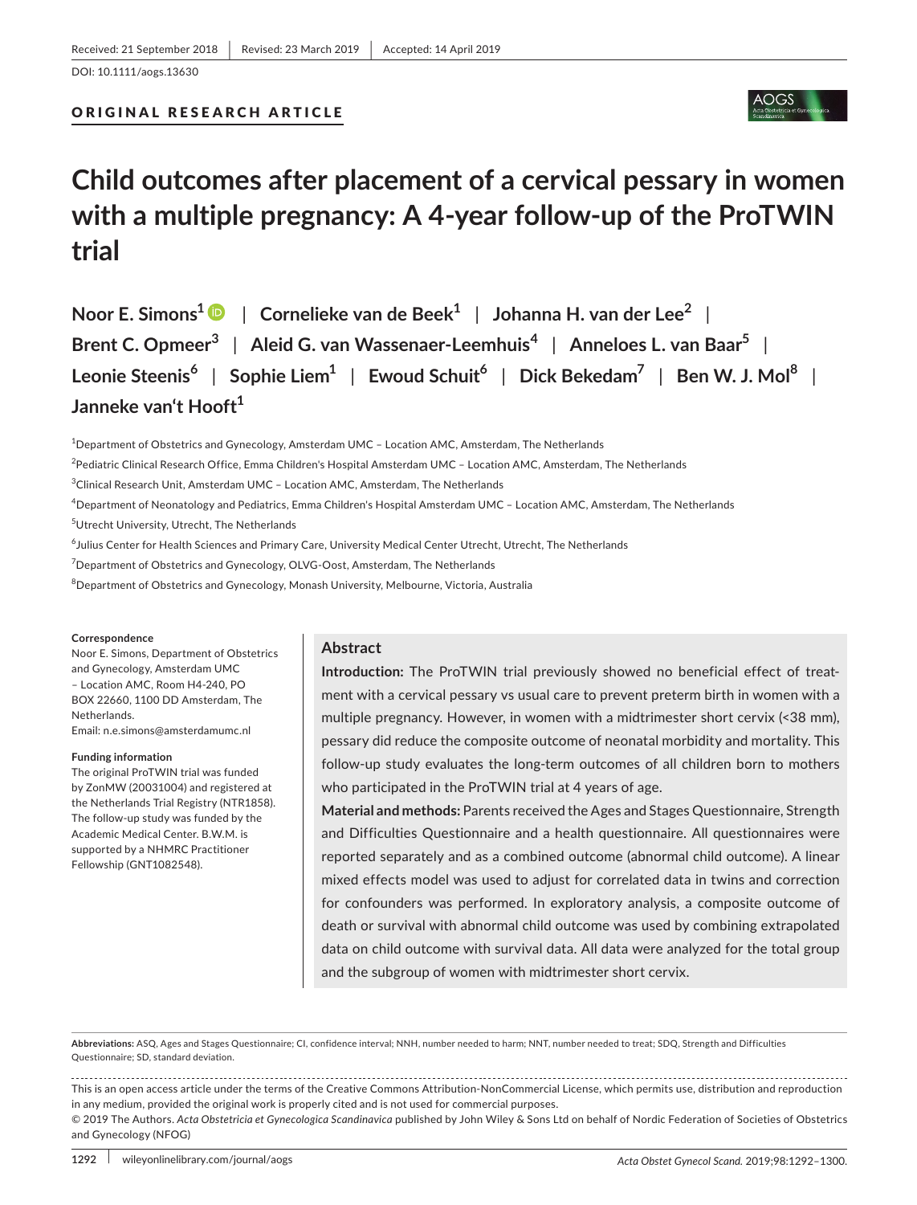Received: 21 September 2018 | Revised: 23 March 2019 | Accepted: 14 April 2019

DOI: 10.1111/aogs.13630

ORIGINAL RESEARCH ARTICLE

# Child outcomes after placement of a cervical pessary in women with a multiple pregnancy: A 4-year follow-up of the ProTWIN trial

**Noor E. Simons**[1] | **Cornelieke van de Beek**[1] | **Johanna H. van der Lee**[2] | **Brent C. Opmeer**[3] | **Aleid G. van Wassenaer-Leemhuis**[4] | **Anneloes L. van Baar**[5] | **Leonie Steenis**[6] | **Sophie Liem**[1] | **Ewoud Schuit**[6] | **Dick Bekedam**[7] | **Ben W. J. Mol**[8] | **Janneke van't Hooft**[1]

[1]Department of Obstetrics and Gynecology, Amsterdam UMC – Location AMC, Amsterdam, The Netherlands

[2]Pediatric Clinical Research Office, Emma Children's Hospital Amsterdam UMC – Location AMC, Amsterdam, The Netherlands

[3]Clinical Research Unit, Amsterdam UMC – Location AMC, Amsterdam, The Netherlands

[4]Department of Neonatology and Pediatrics, Emma Children's Hospital Amsterdam UMC – Location AMC, Amsterdam, The Netherlands

[5]Utrecht University, Utrecht, The Netherlands

[6]Julius Center for Health Sciences and Primary Care, University Medical Center Utrecht, Utrecht, The Netherlands

[7]Department of Obstetrics and Gynecology, OLVG-Oost, Amsterdam, The Netherlands

[8]Department of Obstetrics and Gynecology, Monash University, Melbourne, Victoria, Australia

**Correspondence**
Noor E. Simons, Department of Obstetrics and Gynecology, Amsterdam UMC – Location AMC, Room H4-240, PO BOX 22660, 1100 DD Amsterdam, The Netherlands.
Email: n.e.simons@amsterdamumc.nl

**Funding information**
The original ProTWIN trial was funded by ZonMW (20031004) and registered at the Netherlands Trial Registry (NTR1858). The follow-up study was funded by the Academic Medical Center. B.W.M. is supported by a NHMRC Practitioner Fellowship (GNT1082548).

## Abstract

**Introduction:** The ProTWIN trial previously showed no beneficial effect of treatment with a cervical pessary vs usual care to prevent preterm birth in women with a multiple pregnancy. However, in women with a midtrimester short cervix (<38 mm), pessary did reduce the composite outcome of neonatal morbidity and mortality. This follow-up study evaluates the long-term outcomes of all children born to mothers who participated in the ProTWIN trial at 4 years of age.

**Material and methods:** Parents received the Ages and Stages Questionnaire, Strength and Difficulties Questionnaire and a health questionnaire. All questionnaires were reported separately and as a combined outcome (abnormal child outcome). A linear mixed effects model was used to adjust for correlated data in twins and correction for confounders was performed. In exploratory analysis, a composite outcome of death or survival with abnormal child outcome was used by combining extrapolated data on child outcome with survival data. All data were analyzed for the total group and the subgroup of women with midtrimester short cervix.

**Abbreviations:** ASQ, Ages and Stages Questionnaire; CI, confidence interval; NNH, number needed to harm; NNT, number needed to treat; SDQ, Strength and Difficulties Questionnaire; SD, standard deviation.

This is an open access article under the terms of the Creative Commons Attribution-NonCommercial License, which permits use, distribution and reproduction in any medium, provided the original work is properly cited and is not used for commercial purposes.
© 2019 The Authors. *Acta Obstetricia et Gynecologica Scandinavica* published by John Wiley & Sons Ltd on behalf of Nordic Federation of Societies of Obstetrics and Gynecology (NFOG)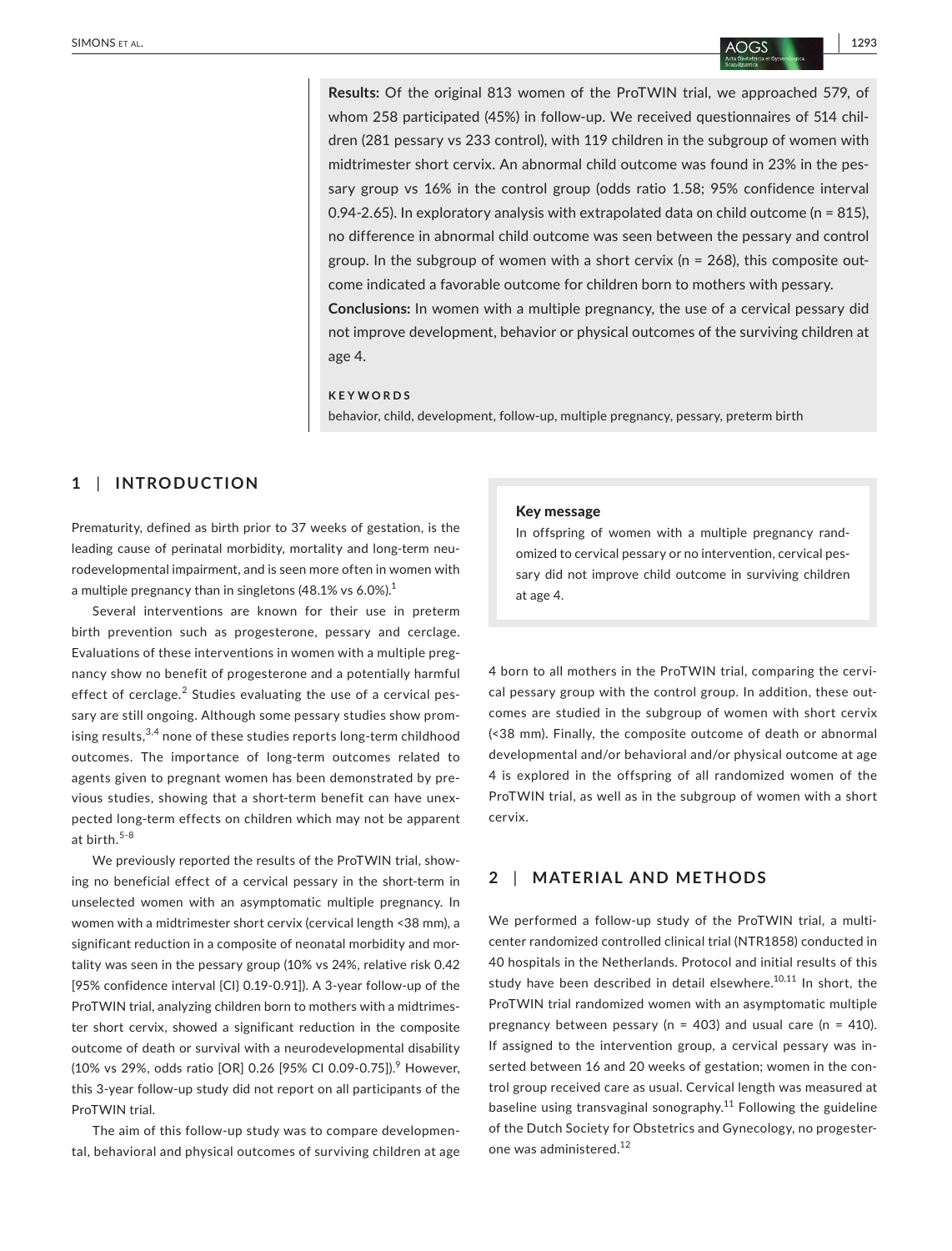**Results:** Of the original 813 women of the ProTWIN trial, we approached 579, of whom 258 participated (45%) in follow-up. We received questionnaires of 514 children (281 pessary vs 233 control), with 119 children in the subgroup of women with midtrimester short cervix. An abnormal child outcome was found in 23% in the pessary group vs 16% in the control group (odds ratio 1.58; 95% confidence interval 0.94-2.65). In exploratory analysis with extrapolated data on child outcome (n = 815), no difference in abnormal child outcome was seen between the pessary and control group. In the subgroup of women with a short cervix (n = 268), this composite outcome indicated a favorable outcome for children born to mothers with pessary.

**Conclusions:** In women with a multiple pregnancy, the use of a cervical pessary did not improve development, behavior or physical outcomes of the surviving children at age 4.

**KEYWORDS**

behavior, child, development, follow-up, multiple pregnancy, pessary, preterm birth

## 1 | INTRODUCTION

Prematurity, defined as birth prior to 37 weeks of gestation, is the leading cause of perinatal morbidity, mortality and long-term neurodevelopmental impairment, and is seen more often in women with a multiple pregnancy than in singletons (48.1% vs 6.0%).[1]

Several interventions are known for their use in preterm birth prevention such as progesterone, pessary and cerclage. Evaluations of these interventions in women with a multiple pregnancy show no benefit of progesterone and a potentially harmful effect of cerclage.[2] Studies evaluating the use of a cervical pessary are still ongoing. Although some pessary studies show promising results,[3,4] none of these studies reports long-term childhood outcomes. The importance of long-term outcomes related to agents given to pregnant women has been demonstrated by previous studies, showing that a short-term benefit can have unexpected long-term effects on children which may not be apparent at birth.[5-8]

We previously reported the results of the ProTWIN trial, showing no beneficial effect of a cervical pessary in the short-term in unselected women with an asymptomatic multiple pregnancy. In women with a midtrimester short cervix (cervical length <38 mm), a significant reduction in a composite of neonatal morbidity and mortality was seen in the pessary group (10% vs 24%, relative risk 0.42 [95% confidence interval {CI} 0.19-0.91]). A 3-year follow-up of the ProTWIN trial, analyzing children born to mothers with a midtrimester short cervix, showed a significant reduction in the composite outcome of death or survival with a neurodevelopmental disability (10% vs 29%, odds ratio [OR] 0.26 [95% CI 0.09-0.75]).[9] However, this 3-year follow-up study did not report on all participants of the ProTWIN trial.

The aim of this follow-up study was to compare developmental, behavioral and physical outcomes of surviving children at age 4 born to all mothers in the ProTWIN trial, comparing the cervical pessary group with the control group. In addition, these outcomes are studied in the subgroup of women with short cervix (<38 mm). Finally, the composite outcome of death or abnormal developmental and/or behavioral and/or physical outcome at age 4 is explored in the offspring of all randomized women of the ProTWIN trial, as well as in the subgroup of women with a short cervix.

**Key message**

In offspring of women with a multiple pregnancy randomized to cervical pessary or no intervention, cervical pessary did not improve child outcome in surviving children at age 4.

## 2 | MATERIAL AND METHODS

We performed a follow-up study of the ProTWIN trial, a multicenter randomized controlled clinical trial (NTR1858) conducted in 40 hospitals in the Netherlands. Protocol and initial results of this study have been described in detail elsewhere.[10,11] In short, the ProTWIN trial randomized women with an asymptomatic multiple pregnancy between pessary (n = 403) and usual care (n = 410). If assigned to the intervention group, a cervical pessary was inserted between 16 and 20 weeks of gestation; women in the control group received care as usual. Cervical length was measured at baseline using transvaginal sonography.[11] Following the guideline of the Dutch Society for Obstetrics and Gynecology, no progesterone was administered.[12]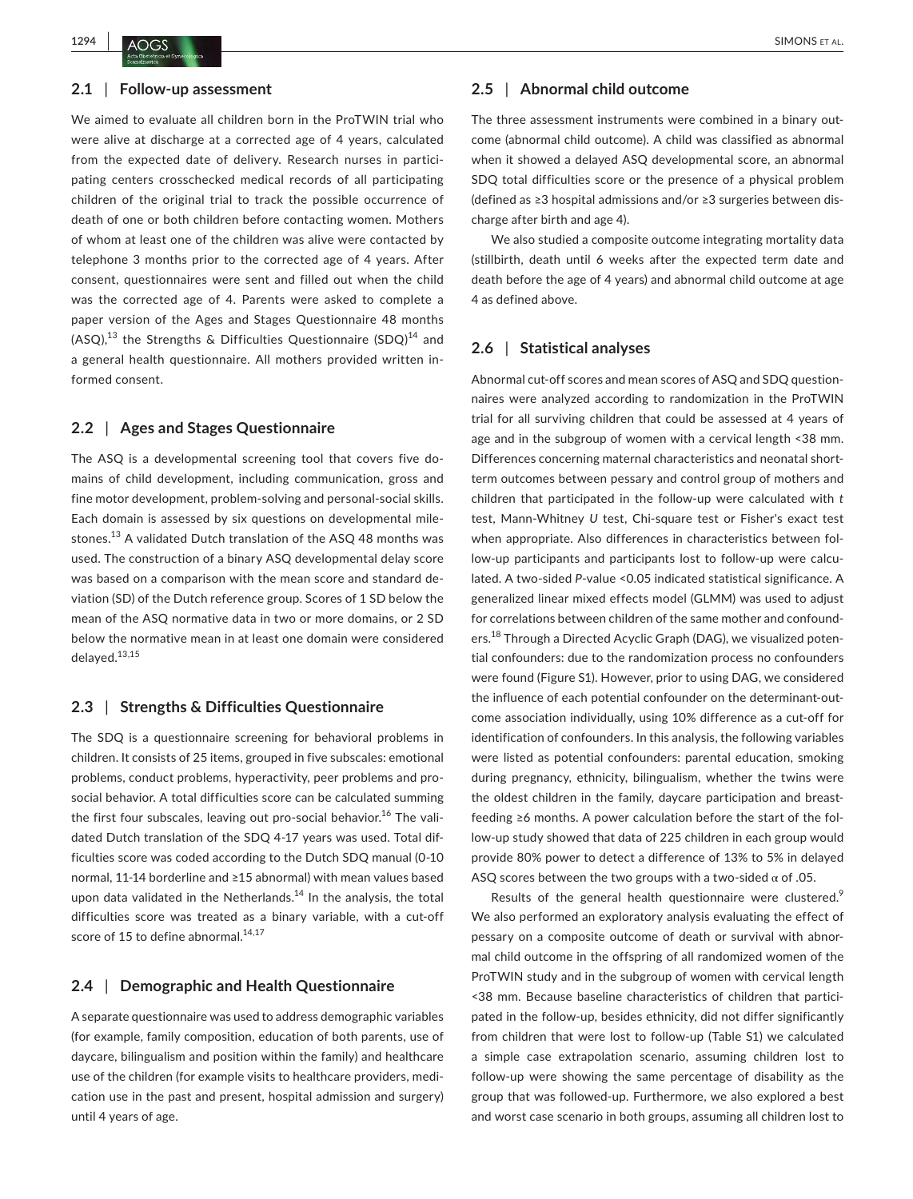## 2.1 | Follow-up assessment

We aimed to evaluate all children born in the ProTWIN trial who were alive at discharge at a corrected age of 4 years, calculated from the expected date of delivery. Research nurses in participating centers crosschecked medical records of all participating children of the original trial to track the possible occurrence of death of one or both children before contacting women. Mothers of whom at least one of the children was alive were contacted by telephone 3 months prior to the corrected age of 4 years. After consent, questionnaires were sent and filled out when the child was the corrected age of 4. Parents were asked to complete a paper version of the Ages and Stages Questionnaire 48 months (ASQ),[13] the Strengths & Difficulties Questionnaire (SDQ)[14] and a general health questionnaire. All mothers provided written informed consent.

## 2.2 | Ages and Stages Questionnaire

The ASQ is a developmental screening tool that covers five domains of child development, including communication, gross and fine motor development, problem-solving and personal-social skills. Each domain is assessed by six questions on developmental milestones.[13] A validated Dutch translation of the ASQ 48 months was used. The construction of a binary ASQ developmental delay score was based on a comparison with the mean score and standard deviation (SD) of the Dutch reference group. Scores of 1 SD below the mean of the ASQ normative data in two or more domains, or 2 SD below the normative mean in at least one domain were considered delayed.[13,15]

## 2.3 | Strengths & Difficulties Questionnaire

The SDQ is a questionnaire screening for behavioral problems in children. It consists of 25 items, grouped in five subscales: emotional problems, conduct problems, hyperactivity, peer problems and prosocial behavior. A total difficulties score can be calculated summing the first four subscales, leaving out pro-social behavior.[16] The validated Dutch translation of the SDQ 4-17 years was used. Total difficulties score was coded according to the Dutch SDQ manual (0-10 normal, 11-14 borderline and ≥15 abnormal) with mean values based upon data validated in the Netherlands.[14] In the analysis, the total difficulties score was treated as a binary variable, with a cut-off score of 15 to define abnormal.[14,17]

## 2.4 | Demographic and Health Questionnaire

A separate questionnaire was used to address demographic variables (for example, family composition, education of both parents, use of daycare, bilingualism and position within the family) and healthcare use of the children (for example visits to healthcare providers, medication use in the past and present, hospital admission and surgery) until 4 years of age.

## 2.5 | Abnormal child outcome

The three assessment instruments were combined in a binary outcome (abnormal child outcome). A child was classified as abnormal when it showed a delayed ASQ developmental score, an abnormal SDQ total difficulties score or the presence of a physical problem (defined as ≥3 hospital admissions and/or ≥3 surgeries between discharge after birth and age 4).

We also studied a composite outcome integrating mortality data (stillbirth, death until 6 weeks after the expected term date and death before the age of 4 years) and abnormal child outcome at age 4 as defined above.

## 2.6 | Statistical analyses

Abnormal cut-off scores and mean scores of ASQ and SDQ questionnaires were analyzed according to randomization in the ProTWIN trial for all surviving children that could be assessed at 4 years of age and in the subgroup of women with a cervical length <38 mm. Differences concerning maternal characteristics and neonatal short-term outcomes between pessary and control group of mothers and children that participated in the follow-up were calculated with *t* test, Mann-Whitney *U* test, Chi-square test or Fisher's exact test when appropriate. Also differences in characteristics between follow-up participants and participants lost to follow-up were calculated. A two-sided *P*-value <0.05 indicated statistical significance. A generalized linear mixed effects model (GLMM) was used to adjust for correlations between children of the same mother and confounders.[18] Through a Directed Acyclic Graph (DAG), we visualized potential confounders: due to the randomization process no confounders were found (Figure S1). However, prior to using DAG, we considered the influence of each potential confounder on the determinant-outcome association individually, using 10% difference as a cut-off for identification of confounders. In this analysis, the following variables were listed as potential confounders: parental education, smoking during pregnancy, ethnicity, bilingualism, whether the twins were the oldest children in the family, daycare participation and breastfeeding ≥6 months. A power calculation before the start of the follow-up study showed that data of 225 children in each group would provide 80% power to detect a difference of 13% to 5% in delayed ASQ scores between the two groups with a two-sided $\alpha$ of .05.

Results of the general health questionnaire were clustered.[9] We also performed an exploratory analysis evaluating the effect of pessary on a composite outcome of death or survival with abnormal child outcome in the offspring of all randomized women of the ProTWIN study and in the subgroup of women with cervical length <38 mm. Because baseline characteristics of children that participated in the follow-up, besides ethnicity, did not differ significantly from children that were lost to follow-up (Table S1) we calculated a simple case extrapolation scenario, assuming children lost to follow-up were showing the same percentage of disability as the group that was followed-up. Furthermore, we also explored a best and worst case scenario in both groups, assuming all children lost to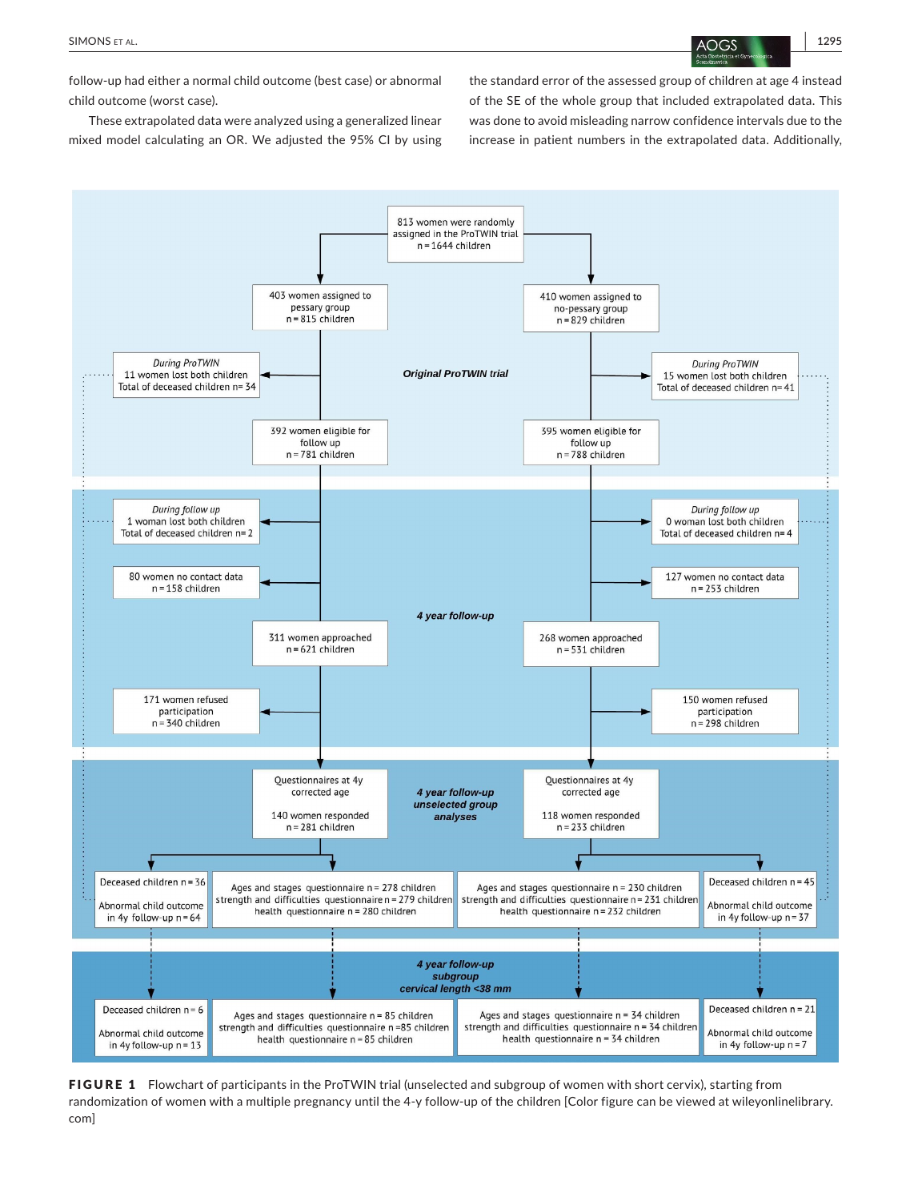follow-up had either a normal child outcome (best case) or abnormal child outcome (worst case).

These extrapolated data were analyzed using a generalized linear mixed model calculating an OR. We adjusted the 95% CI by using the standard error of the assessed group of children at age 4 instead of the SE of the whole group that included extrapolated data. This was done to avoid misleading narrow confidence intervals due to the increase in patient numbers in the extrapolated data. Additionally,

813 women were randomly assigned in the ProTWIN trial
n = 1644 children

403 women assigned to pessary group
n = 815 children

410 women assigned to no-pessary group
n = 829 children

*Original ProTWIN trial*

*During ProTWIN*
11 women lost both children
Total of deceased children n= 34

*During ProTWIN*
15 women lost both children
Total of deceased children n= 41

392 women eligible for follow up
n = 781 children

395 women eligible for follow up
n = 788 children

*During follow up*
1 woman lost both children
Total of deceased children n= 2

*During follow up*
0 woman lost both children
Total of deceased children n= 4

80 women no contact data
n = 158 children

127 women no contact data
n = 253 children

*4 year follow-up*

311 women approached
n = 621 children

268 women approached
n = 531 children

171 women refused participation
n = 340 children

150 women refused participation
n = 298 children

Questionnaires at 4y corrected age
140 women responded
n = 281 children

*4 year follow-up unselected group analyses*

Questionnaires at 4y corrected age
118 women responded
n = 233 children

Deceased children n = 36
Abnormal child outcome in 4y follow-up n = 64

Ages and stages questionnaire n = 278 children
strength and difficulties questionnaire n = 279 children
health questionnaire n = 280 children

Ages and stages questionnaire n = 230 children
strength and difficulties questionnaire n = 231 children
health questionnaire n = 232 children

Deceased children n = 45
Abnormal child outcome in 4y follow-up n = 37

*4 year follow-up subgroup cervical length <38 mm*

Deceased children n = 6
Abnormal child outcome in 4y follow-up n = 13

Ages and stages questionnaire n = 85 children
strength and difficulties questionnaire n =85 children
health questionnaire n = 85 children

Ages and stages questionnaire n = 34 children
strength and difficulties questionnaire n = 34 children
health questionnaire n = 34 children

Deceased children n = 21
Abnormal child outcome in 4y follow-up n = 7

**FIGURE 1** Flowchart of participants in the ProTWIN trial (unselected and subgroup of women with short cervix), starting from randomization of women with a multiple pregnancy until the 4-y follow-up of the children [Color figure can be viewed at wileyonlinelibrary.com]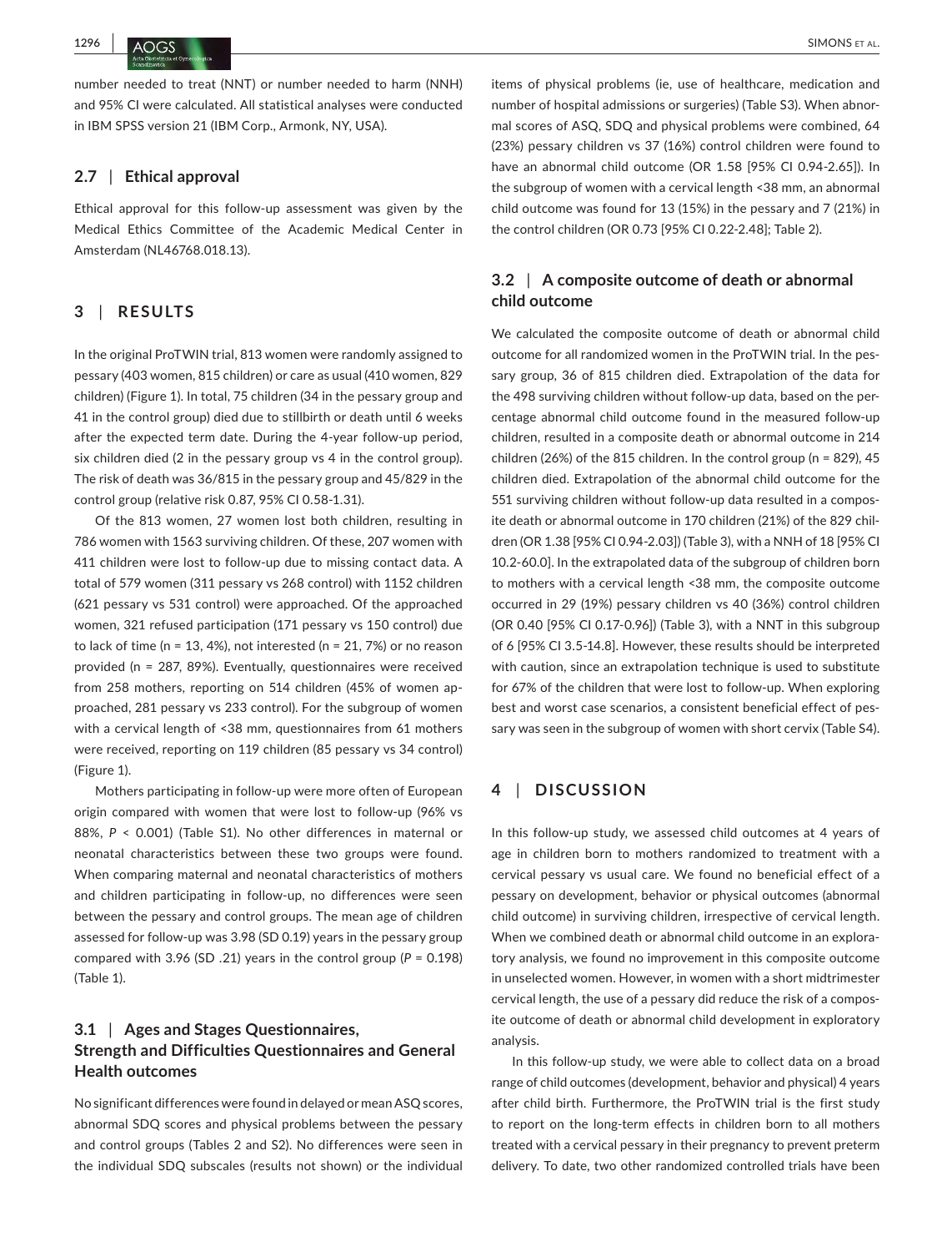number needed to treat (NNT) or number needed to harm (NNH) and 95% CI were calculated. All statistical analyses were conducted in IBM SPSS version 21 (IBM Corp., Armonk, NY, USA).

### 2.7 | Ethical approval

Ethical approval for this follow-up assessment was given by the Medical Ethics Committee of the Academic Medical Center in Amsterdam (NL46768.018.13).

## 3 | RESULTS

In the original ProTWIN trial, 813 women were randomly assigned to pessary (403 women, 815 children) or care as usual (410 women, 829 children) (Figure 1). In total, 75 children (34 in the pessary group and 41 in the control group) died due to stillbirth or death until 6 weeks after the expected term date. During the 4-year follow-up period, six children died (2 in the pessary group vs 4 in the control group). The risk of death was 36/815 in the pessary group and 45/829 in the control group (relative risk 0.87, 95% CI 0.58-1.31).

Of the 813 women, 27 women lost both children, resulting in 786 women with 1563 surviving children. Of these, 207 women with 411 children were lost to follow-up due to missing contact data. A total of 579 women (311 pessary vs 268 control) with 1152 children (621 pessary vs 531 control) were approached. Of the approached women, 321 refused participation (171 pessary vs 150 control) due to lack of time (n = 13, 4%), not interested (n = 21, 7%) or no reason provided (n = 287, 89%). Eventually, questionnaires were received from 258 mothers, reporting on 514 children (45% of women approached, 281 pessary vs 233 control). For the subgroup of women with a cervical length of <38 mm, questionnaires from 61 mothers were received, reporting on 119 children (85 pessary vs 34 control) (Figure 1).

Mothers participating in follow-up were more often of European origin compared with women that were lost to follow-up (96% vs 88%, $P < 0.001$) (Table S1). No other differences in maternal or neonatal characteristics between these two groups were found. When comparing maternal and neonatal characteristics of mothers and children participating in follow-up, no differences were seen between the pessary and control groups. The mean age of children assessed for follow-up was 3.98 (SD 0.19) years in the pessary group compared with 3.96 (SD .21) years in the control group ($P = 0.198$) (Table 1).

### 3.1 | Ages and Stages Questionnaires, Strength and Difficulties Questionnaires and General Health outcomes

No significant differences were found in delayed or mean ASQ scores, abnormal SDQ scores and physical problems between the pessary and control groups (Tables 2 and S2). No differences were seen in the individual SDQ subscales (results not shown) or the individual items of physical problems (ie, use of healthcare, medication and number of hospital admissions or surgeries) (Table S3). When abnormal scores of ASQ, SDQ and physical problems were combined, 64 (23%) pessary children vs 37 (16%) control children were found to have an abnormal child outcome (OR 1.58 [95% CI 0.94-2.65]). In the subgroup of women with a cervical length <38 mm, an abnormal child outcome was found for 13 (15%) in the pessary and 7 (21%) in the control children (OR 0.73 [95% CI 0.22-2.48]; Table 2).

### 3.2 | A composite outcome of death or abnormal child outcome

We calculated the composite outcome of death or abnormal child outcome for all randomized women in the ProTWIN trial. In the pessary group, 36 of 815 children died. Extrapolation of the data for the 498 surviving children without follow-up data, based on the percentage abnormal child outcome found in the measured follow-up children, resulted in a composite death or abnormal outcome in 214 children (26%) of the 815 children. In the control group (n = 829), 45 children died. Extrapolation of the abnormal child outcome for the 551 surviving children without follow-up data resulted in a composite death or abnormal outcome in 170 children (21%) of the 829 children (OR 1.38 [95% CI 0.94-2.03]) (Table 3), with a NNH of 18 [95% CI 10.2-60.0]. In the extrapolated data of the subgroup of children born to mothers with a cervical length <38 mm, the composite outcome occurred in 29 (19%) pessary children vs 40 (36%) control children (OR 0.40 [95% CI 0.17-0.96]) (Table 3), with a NNT in this subgroup of 6 [95% CI 3.5-14.8]. However, these results should be interpreted with caution, since an extrapolation technique is used to substitute for 67% of the children that were lost to follow-up. When exploring best and worst case scenarios, a consistent beneficial effect of pessary was seen in the subgroup of women with short cervix (Table S4).

## 4 | DISCUSSION

In this follow-up study, we assessed child outcomes at 4 years of age in children born to mothers randomized to treatment with a cervical pessary vs usual care. We found no beneficial effect of a pessary on development, behavior or physical outcomes (abnormal child outcome) in surviving children, irrespective of cervical length. When we combined death or abnormal child outcome in an exploratory analysis, we found no improvement in this composite outcome in unselected women. However, in women with a short midtrimester cervical length, the use of a pessary did reduce the risk of a composite outcome of death or abnormal child development in exploratory analysis.

In this follow-up study, we were able to collect data on a broad range of child outcomes (development, behavior and physical) 4 years after child birth. Furthermore, the ProTWIN trial is the first study to report on the long-term effects in children born to all mothers treated with a cervical pessary in their pregnancy to prevent preterm delivery. To date, two other randomized controlled trials have been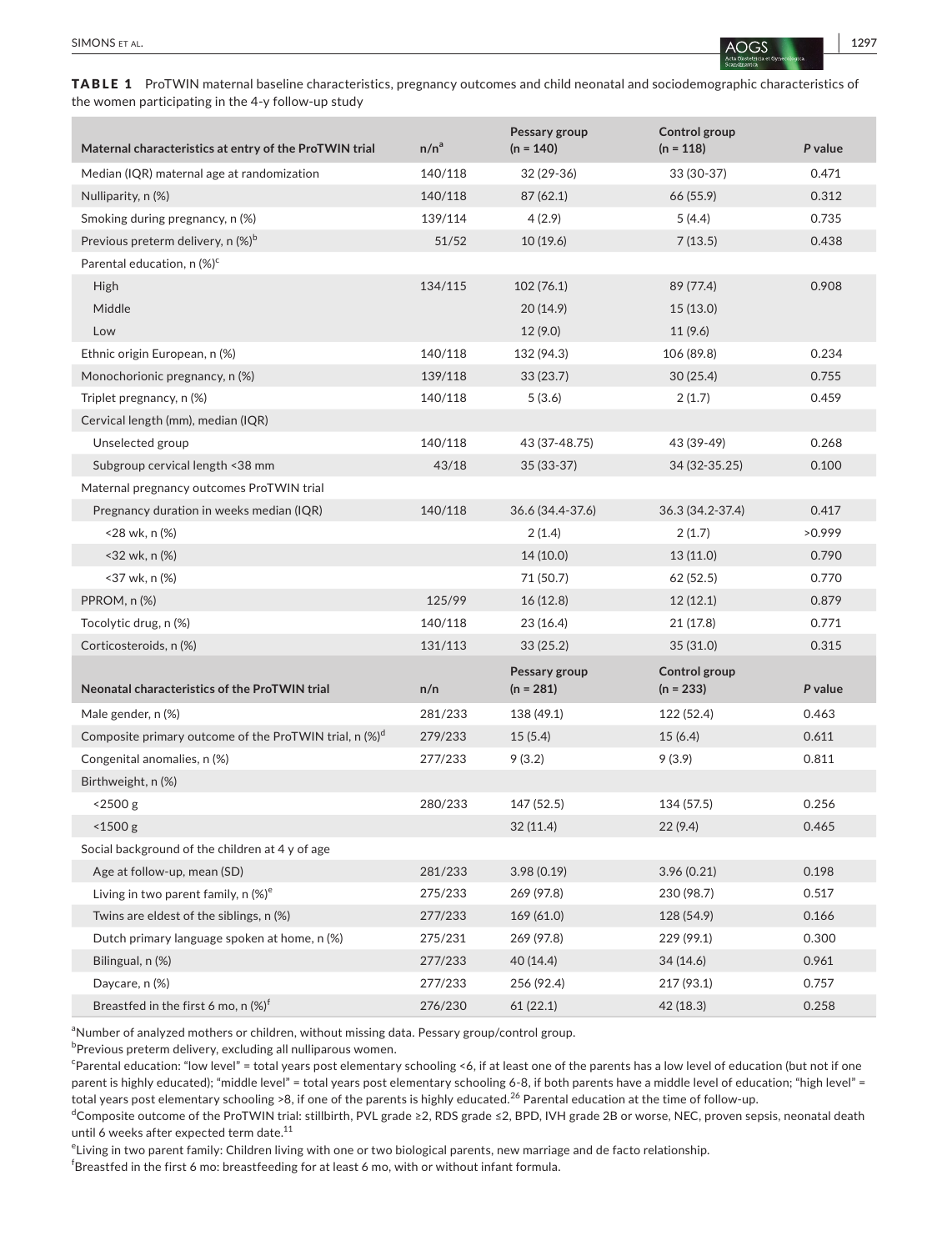**TABLE 1** ProTWIN maternal baseline characteristics, pregnancy outcomes and child neonatal and sociodemographic characteristics of the women participating in the 4-y follow-up study

| Maternal characteristics at entry of the ProTWIN trial | n/n[a] | Pessary group (n = 140) | Control group (n = 118) | *P* value |
|---|---|---|---|---|
| Median (IQR) maternal age at randomization | 140/118 | 32 (29-36) | 33 (30-37) | 0.471 |
| Nulliparity, n (%) | 140/118 | 87 (62.1) | 66 (55.9) | 0.312 |
| Smoking during pregnancy, n (%) | 139/114 | 4 (2.9) | 5 (4.4) | 0.735 |
| Previous preterm delivery, n (%)[b] | 51/52 | 10 (19.6) | 7 (13.5) | 0.438 |
| Parental education, n (%)[c] | | | | |
| High | 134/115 | 102 (76.1) | 89 (77.4) | 0.908 |
| Middle | | 20 (14.9) | 15 (13.0) | |
| Low | | 12 (9.0) | 11 (9.6) | |
| Ethnic origin European, n (%) | 140/118 | 132 (94.3) | 106 (89.8) | 0.234 |
| Monochorionic pregnancy, n (%) | 139/118 | 33 (23.7) | 30 (25.4) | 0.755 |
| Triplet pregnancy, n (%) | 140/118 | 5 (3.6) | 2 (1.7) | 0.459 |
| Cervical length (mm), median (IQR) | | | | |
| Unselected group | 140/118 | 43 (37-48.75) | 43 (39-49) | 0.268 |
| Subgroup cervical length <38 mm | 43/18 | 35 (33-37) | 34 (32-35.25) | 0.100 |
| Maternal pregnancy outcomes ProTWIN trial | | | | |
| Pregnancy duration in weeks median (IQR) | 140/118 | 36.6 (34.4-37.6) | 36.3 (34.2-37.4) | 0.417 |
| <28 wk, n (%) | | 2 (1.4) | 2 (1.7) | >0.999 |
| <32 wk, n (%) | | 14 (10.0) | 13 (11.0) | 0.790 |
| <37 wk, n (%) | | 71 (50.7) | 62 (52.5) | 0.770 |
| PPROM, n (%) | 125/99 | 16 (12.8) | 12 (12.1) | 0.879 |
| Tocolytic drug, n (%) | 140/118 | 23 (16.4) | 21 (17.8) | 0.771 |
| Corticosteroids, n (%) | 131/113 | 33 (25.2) | 35 (31.0) | 0.315 |
| **Neonatal characteristics of the ProTWIN trial** | **n/n** | **Pessary group (n = 281)** | **Control group (n = 233)** | ***P* value** |
| Male gender, n (%) | 281/233 | 138 (49.1) | 122 (52.4) | 0.463 |
| Composite primary outcome of the ProTWIN trial, n (%)[d] | 279/233 | 15 (5.4) | 15 (6.4) | 0.611 |
| Congenital anomalies, n (%) | 277/233 | 9 (3.2) | 9 (3.9) | 0.811 |
| Birthweight, n (%) | | | | |
| <2500 g | 280/233 | 147 (52.5) | 134 (57.5) | 0.256 |
| <1500 g | | 32 (11.4) | 22 (9.4) | 0.465 |
| Social background of the children at 4 y of age | | | | |
| Age at follow-up, mean (SD) | 281/233 | 3.98 (0.19) | 3.96 (0.21) | 0.198 |
| Living in two parent family, n (%)[e] | 275/233 | 269 (97.8) | 230 (98.7) | 0.517 |
| Twins are eldest of the siblings, n (%) | 277/233 | 169 (61.0) | 128 (54.9) | 0.166 |
| Dutch primary language spoken at home, n (%) | 275/231 | 269 (97.8) | 229 (99.1) | 0.300 |
| Bilingual, n (%) | 277/233 | 40 (14.4) | 34 (14.6) | 0.961 |
| Daycare, n (%) | 277/233 | 256 (92.4) | 217 (93.1) | 0.757 |
| Breastfed in the first 6 mo, n (%)[f] | 276/230 | 61 (22.1) | 42 (18.3) | 0.258 |

[a]Number of analyzed mothers or children, without missing data. Pessary group/control group.

[b]Previous preterm delivery, excluding all nulliparous women.

[c]Parental education: "low level" = total years post elementary schooling <6, if at least one of the parents has a low level of education (but not if one parent is highly educated); "middle level" = total years post elementary schooling 6-8, if both parents have a middle level of education; "high level" = total years post elementary schooling >8, if one of the parents is highly educated.[26] Parental education at the time of follow-up.

[d]Composite outcome of the ProTWIN trial: stillbirth, PVL grade ≥2, RDS grade ≤2, BPD, IVH grade 2B or worse, NEC, proven sepsis, neonatal death until 6 weeks after expected term date.[11]

[e]Living in two parent family: Children living with one or two biological parents, new marriage and de facto relationship.

[f]Breastfed in the first 6 mo: breastfeeding for at least 6 mo, with or without infant formula.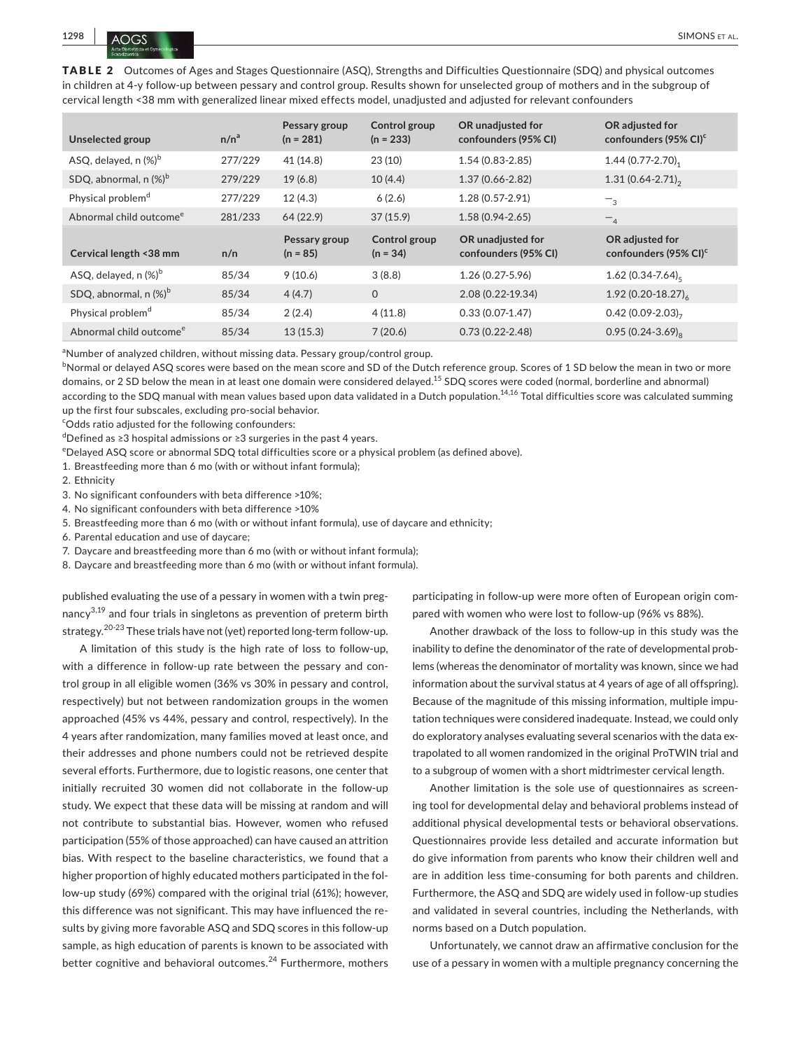**TABLE 2** Outcomes of Ages and Stages Questionnaire (ASQ), Strengths and Difficulties Questionnaire (SDQ) and physical outcomes in children at 4-y follow-up between pessary and control group. Results shown for unselected group of mothers and in the subgroup of cervical length <38 mm with generalized linear mixed effects model, unadjusted and adjusted for relevant confounders

| Unselected group | n/n[a] | Pessary group (n = 281) | Control group (n = 233) | OR unadjusted for confounders (95% CI) | OR adjusted for confounders (95% CI)[c] |
|---|---|---|---|---|---|
| ASQ, delayed, n (%)[b] | 277/229 | 41 (14.8) | 23 (10) | 1.54 (0.83-2.85) | 1.44 (0.77-2.70)$_1$ |
| SDQ, abnormal, n (%)[b] | 279/229 | 19 (6.8) | 10 (4.4) | 1.37 (0.66-2.82) | 1.31 (0.64-2.71)$_2$ |
| Physical problem[d] | 277/229 | 12 (4.3) | 6 (2.6) | 1.28 (0.57-2.91) | –$_3$ |
| Abnormal child outcome[e] | 281/233 | 64 (22.9) | 37 (15.9) | 1.58 (0.94-2.65) | –$_4$ |
| **Cervical length <38 mm** | **n/n** | **Pessary group (n = 85)** | **Control group (n = 34)** | **OR unadjusted for confounders (95% CI)** | **OR adjusted for confounders (95% CI)[c]** |
| ASQ, delayed, n (%)[b] | 85/34 | 9 (10.6) | 3 (8.8) | 1.26 (0.27-5.96) | 1.62 (0.34-7.64)$_5$ |
| SDQ, abnormal, n (%)[b] | 85/34 | 4 (4.7) | 0 | 2.08 (0.22-19.34) | 1.92 (0.20-18.27)$_6$ |
| Physical problem[d] | 85/34 | 2 (2.4) | 4 (11.8) | 0.33 (0.07-1.47) | 0.42 (0.09-2.03)$_7$ |
| Abnormal child outcome[e] | 85/34 | 13 (15.3) | 7 (20.6) | 0.73 (0.22-2.48) | 0.95 (0.24-3.69)$_8$ |

[a]Number of analyzed children, without missing data. Pessary group/control group.

[b]Normal or delayed ASQ scores were based on the mean score and SD of the Dutch reference group. Scores of 1 SD below the mean in two or more domains, or 2 SD below the mean in at least one domain were considered delayed.[15] SDQ scores were coded (normal, borderline and abnormal) according to the SDQ manual with mean values based upon data validated in a Dutch population.[14,16] Total difficulties score was calculated summing up the first four subscales, excluding pro-social behavior.

[c]Odds ratio adjusted for the following confounders:

[d]Defined as ≥3 hospital admissions or ≥3 surgeries in the past 4 years.

[e]Delayed ASQ score or abnormal SDQ total difficulties score or a physical problem (as defined above).

1. Breastfeeding more than 6 mo (with or without infant formula);
2. Ethnicity
3. No significant confounders with beta difference >10%;
4. No significant confounders with beta difference >10%
5. Breastfeeding more than 6 mo (with or without infant formula), use of daycare and ethnicity;
6. Parental education and use of daycare;
7. Daycare and breastfeeding more than 6 mo (with or without infant formula);
8. Daycare and breastfeeding more than 6 mo (with or without infant formula).

published evaluating the use of a pessary in women with a twin pregnancy[3,19] and four trials in singletons as prevention of preterm birth strategy.[20-23] These trials have not (yet) reported long-term follow-up.

A limitation of this study is the high rate of loss to follow-up, with a difference in follow-up rate between the pessary and control group in all eligible women (36% vs 30% in pessary and control, respectively) but not between randomization groups in the women approached (45% vs 44%, pessary and control, respectively). In the 4 years after randomization, many families moved at least once, and their addresses and phone numbers could not be retrieved despite several efforts. Furthermore, due to logistic reasons, one center that initially recruited 30 women did not collaborate in the follow-up study. We expect that these data will be missing at random and will not contribute to substantial bias. However, women who refused participation (55% of those approached) can have caused an attrition bias. With respect to the baseline characteristics, we found that a higher proportion of highly educated mothers participated in the follow-up study (69%) compared with the original trial (61%); however, this difference was not significant. This may have influenced the results by giving more favorable ASQ and SDQ scores in this follow-up sample, as high education of parents is known to be associated with better cognitive and behavioral outcomes.[24] Furthermore, mothers participating in follow-up were more often of European origin compared with women who were lost to follow-up (96% vs 88%).

Another drawback of the loss to follow-up in this study was the inability to define the denominator of the rate of developmental problems (whereas the denominator of mortality was known, since we had information about the survival status at 4 years of age of all offspring). Because of the magnitude of this missing information, multiple imputation techniques were considered inadequate. Instead, we could only do exploratory analyses evaluating several scenarios with the data extrapolated to all women randomized in the original ProTWIN trial and to a subgroup of women with a short midtrimester cervical length.

Another limitation is the sole use of questionnaires as screening tool for developmental delay and behavioral problems instead of additional physical developmental tests or behavioral observations. Questionnaires provide less detailed and accurate information but do give information from parents who know their children well and are in addition less time-consuming for both parents and children. Furthermore, the ASQ and SDQ are widely used in follow-up studies and validated in several countries, including the Netherlands, with norms based on a Dutch population.

Unfortunately, we cannot draw an affirmative conclusion for the use of a pessary in women with a multiple pregnancy concerning the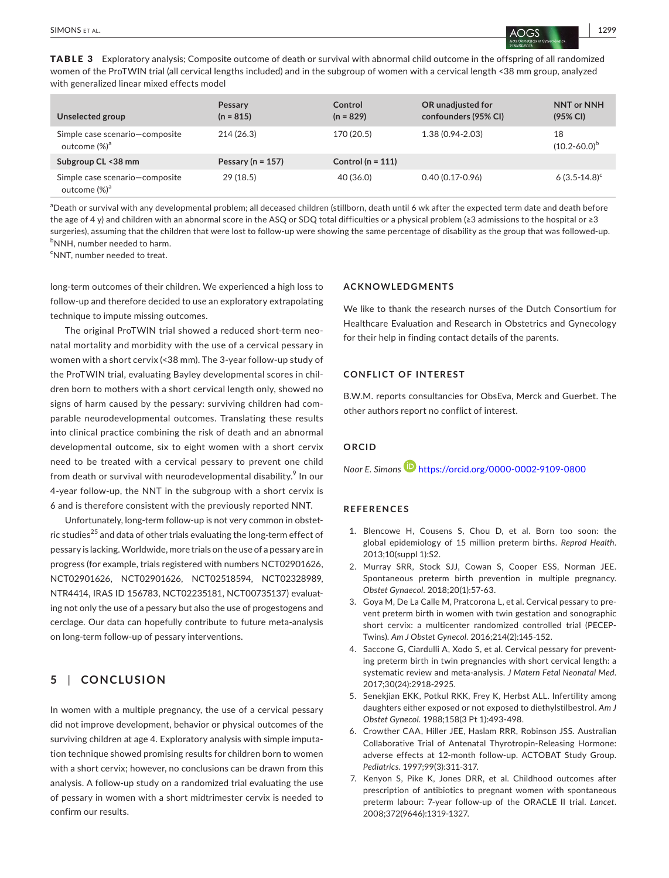**TABLE 3** Exploratory analysis; Composite outcome of death or survival with abnormal child outcome in the offspring of all randomized women of the ProTWIN trial (all cervical lengths included) and in the subgroup of women with a cervical length <38 mm group, analyzed with generalized linear mixed effects model

| Unselected group | Pessary (n = 815) | Control (n = 829) | OR unadjusted for confounders (95% CI) | NNT or NNH (95% CI) |
|---|---|---|---|---|
| Simple case scenario—composite outcome (%)[a] | 214 (26.3) | 170 (20.5) | 1.38 (0.94-2.03) | 18 (10.2-60.0)[b] |
| **Subgroup CL <38 mm** | **Pessary (n = 157)** | **Control (n = 111)** | | |
| Simple case scenario—composite outcome (%)[a] | 29 (18.5) | 40 (36.0) | 0.40 (0.17-0.96) | 6 (3.5-14.8)[c] |

[a]Death or survival with any developmental problem; all deceased children (stillborn, death until 6 wk after the expected term date and death before the age of 4 y) and children with an abnormal score in the ASQ or SDQ total difficulties or a physical problem (≥3 admissions to the hospital or ≥3 surgeries), assuming that the children that were lost to follow-up were showing the same percentage of disability as the group that was followed-up.
[b]NNH, number needed to harm.
[c]NNT, number needed to treat.

long-term outcomes of their children. We experienced a high loss to follow-up and therefore decided to use an exploratory extrapolating technique to impute missing outcomes.

The original ProTWIN trial showed a reduced short-term neonatal mortality and morbidity with the use of a cervical pessary in women with a short cervix (<38 mm). The 3-year follow-up study of the ProTWIN trial, evaluating Bayley developmental scores in children born to mothers with a short cervical length only, showed no signs of harm caused by the pessary: surviving children had comparable neurodevelopmental outcomes. Translating these results into clinical practice combining the risk of death and an abnormal developmental outcome, six to eight women with a short cervix need to be treated with a cervical pessary to prevent one child from death or survival with neurodevelopmental disability.[9] In our 4-year follow-up, the NNT in the subgroup with a short cervix is 6 and is therefore consistent with the previously reported NNT.

Unfortunately, long-term follow-up is not very common in obstetric studies[25] and data of other trials evaluating the long-term effect of pessary is lacking. Worldwide, more trials on the use of a pessary are in progress (for example, trials registered with numbers NCT02901626, NCT02901626, NCT02901626, NCT02518594, NCT02328989, NTR4414, IRAS ID 156783, NCT02235181, NCT00735137) evaluating not only the use of a pessary but also the use of progestogens and cerclage. Our data can hopefully contribute to future meta-analysis on long-term follow-up of pessary interventions.

## 5 | CONCLUSION

In women with a multiple pregnancy, the use of a cervical pessary did not improve development, behavior or physical outcomes of the surviving children at age 4. Exploratory analysis with simple imputation technique showed promising results for children born to women with a short cervix; however, no conclusions can be drawn from this analysis. A follow-up study on a randomized trial evaluating the use of pessary in women with a short midtrimester cervix is needed to confirm our results.

## ACKNOWLEDGMENTS

We like to thank the research nurses of the Dutch Consortium for Healthcare Evaluation and Research in Obstetrics and Gynecology for their help in finding contact details of the parents.

## CONFLICT OF INTEREST

B.W.M. reports consultancies for ObsEva, Merck and Guerbet. The other authors report no conflict of interest.

## ORCID

*Noor E. Simons* https://orcid.org/0000-0002-9109-0800

## REFERENCES

1. Blencowe H, Cousens S, Chou D, et al. Born too soon: the global epidemiology of 15 million preterm births. *Reprod Health*. 2013;10(suppl 1):S2.
2. Murray SRR, Stock SJJ, Cowan S, Cooper ESS, Norman JEE. Spontaneous preterm birth prevention in multiple pregnancy. *Obstet Gynaecol*. 2018;20(1):57-63.
3. Goya M, De La Calle M, Pratcorona L, et al. Cervical pessary to prevent preterm birth in women with twin gestation and sonographic short cervix: a multicenter randomized controlled trial (PECEP-Twins). *Am J Obstet Gynecol*. 2016;214(2):145-152.
4. Saccone G, Ciardulli A, Xodo S, et al. Cervical pessary for preventing preterm birth in twin pregnancies with short cervical length: a systematic review and meta-analysis. *J Matern Fetal Neonatal Med*. 2017;30(24):2918-2925.
5. Senekjian EKK, Potkul RKK, Frey K, Herbst ALL. Infertility among daughters either exposed or not exposed to diethylstilbestrol. *Am J Obstet Gynecol*. 1988;158(3 Pt 1):493-498.
6. Crowther CAA, Hiller JEE, Haslam RRR, Robinson JSS. Australian Collaborative Trial of Antenatal Thyrotropin-Releasing Hormone: adverse effects at 12-month follow-up. ACTOBAT Study Group. *Pediatrics*. 1997;99(3):311-317.
7. Kenyon S, Pike K, Jones DRR, et al. Childhood outcomes after prescription of antibiotics to pregnant women with spontaneous preterm labour: 7-year follow-up of the ORACLE II trial. *Lancet*. 2008;372(9646):1319-1327.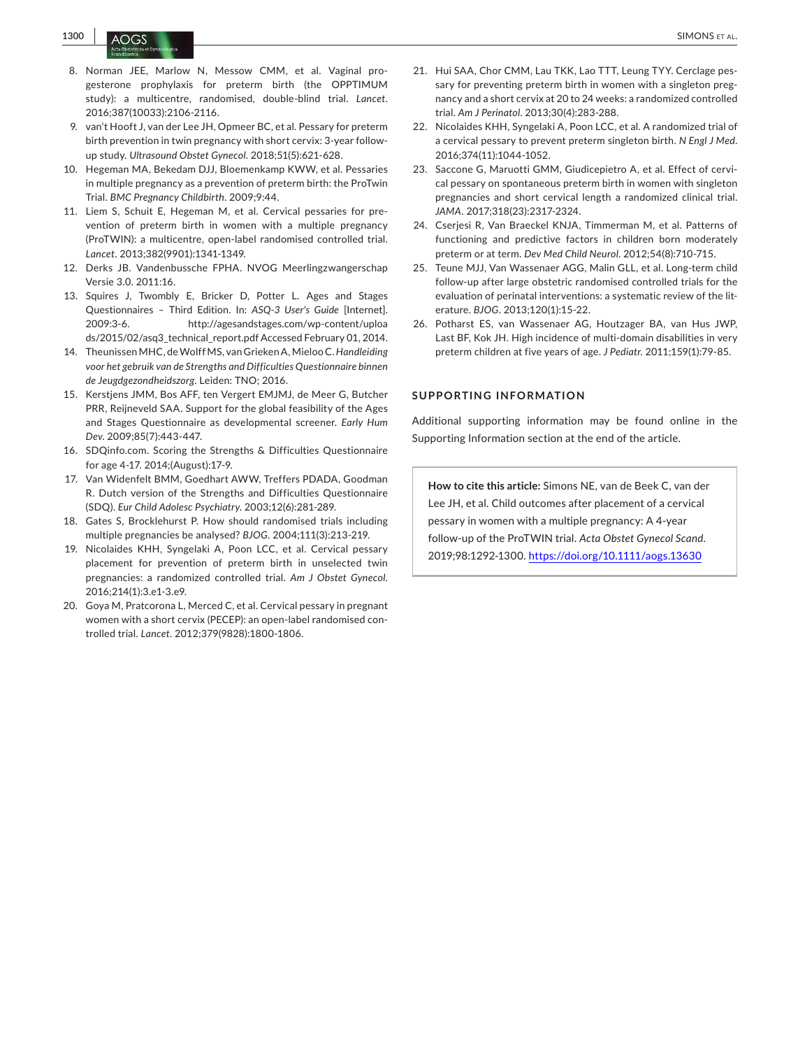8. Norman JEE, Marlow N, Messow CMM, et al. Vaginal progesterone prophylaxis for preterm birth (the OPPTIMUM study): a multicentre, randomised, double-blind trial. *Lancet*. 2016;387(10033):2106-2116.
9. van't Hooft J, van der Lee JH, Opmeer BC, et al. Pessary for preterm birth prevention in twin pregnancy with short cervix: 3-year follow-up study. *Ultrasound Obstet Gynecol*. 2018;51(5):621-628.
10. Hegeman MA, Bekedam DJJ, Bloemenkamp KWW, et al. Pessaries in multiple pregnancy as a prevention of preterm birth: the ProTwin Trial. *BMC Pregnancy Childbirth*. 2009;9:44.
11. Liem S, Schuit E, Hegeman M, et al. Cervical pessaries for prevention of preterm birth in women with a multiple pregnancy (ProTWIN): a multicentre, open-label randomised controlled trial. *Lancet*. 2013;382(9901):1341-1349.
12. Derks JB. Vandenbussche FPHA. NVOG Meerlingzwangerschap Versie 3.0. 2011:16.
13. Squires J, Twombly E, Bricker D, Potter L. Ages and Stages Questionnaires – Third Edition. In: *ASQ-3 User's Guide* [Internet]. 2009:3-6. http://agesandstages.com/wp-content/uploads/2015/02/asq3_technical_report.pdf Accessed February 01, 2014.
14. Theunissen MHC, de Wolff MS, van Grieken A, Mieloo C. *Handleiding voor het gebruik van de Strengths and Difficulties Questionnaire binnen de Jeugdgezondheidszorg*. Leiden: TNO; 2016.
15. Kerstjens JMM, Bos AFF, ten Vergert EMJMJ, de Meer G, Butcher PRR, Reijneveld SAA. Support for the global feasibility of the Ages and Stages Questionnaire as developmental screener. *Early Hum Dev*. 2009;85(7):443-447.
16. SDQinfo.com. Scoring the Strengths & Difficulties Questionnaire for age 4-17. 2014;(August):17-9.
17. Van Widenfelt BMM, Goedhart AWW, Treffers PDADA, Goodman R. Dutch version of the Strengths and Difficulties Questionnaire (SDQ). *Eur Child Adolesc Psychiatry*. 2003;12(6):281-289.
18. Gates S, Brocklehurst P. How should randomised trials including multiple pregnancies be analysed? *BJOG*. 2004;111(3):213-219.
19. Nicolaides KHH, Syngelaki A, Poon LCC, et al. Cervical pessary placement for prevention of preterm birth in unselected twin pregnancies: a randomized controlled trial. *Am J Obstet Gynecol*. 2016;214(1):3.e1-3.e9.
20. Goya M, Pratcorona L, Merced C, et al. Cervical pessary in pregnant women with a short cervix (PECEP): an open-label randomised controlled trial. *Lancet*. 2012;379(9828):1800-1806.
21. Hui SAA, Chor CMM, Lau TKK, Lao TTT, Leung TYY. Cerclage pessary for preventing preterm birth in women with a singleton pregnancy and a short cervix at 20 to 24 weeks: a randomized controlled trial. *Am J Perinatol*. 2013;30(4):283-288.
22. Nicolaides KHH, Syngelaki A, Poon LCC, et al. A randomized trial of a cervical pessary to prevent preterm singleton birth. *N Engl J Med*. 2016;374(11):1044-1052.
23. Saccone G, Maruotti GMM, Giudicepietro A, et al. Effect of cervical pessary on spontaneous preterm birth in women with singleton pregnancies and short cervical length a randomized clinical trial. *JAMA*. 2017;318(23):2317-2324.
24. Cserjesi R, Van Braeckel KNJA, Timmerman M, et al. Patterns of functioning and predictive factors in children born moderately preterm or at term. *Dev Med Child Neurol*. 2012;54(8):710-715.
25. Teune MJJ, Van Wassenaer AGG, Malin GLL, et al. Long-term child follow-up after large obstetric randomised controlled trials for the evaluation of perinatal interventions: a systematic review of the literature. *BJOG*. 2013;120(1):15-22.
26. Potharst ES, van Wassenaer AG, Houtzager BA, van Hus JWP, Last BF, Kok JH. High incidence of multi-domain disabilities in very preterm children at five years of age. *J Pediatr*. 2011;159(1):79-85.

## SUPPORTING INFORMATION

Additional supporting information may be found online in the Supporting Information section at the end of the article.

**How to cite this article:** Simons NE, van de Beek C, van der Lee JH, et al. Child outcomes after placement of a cervical pessary in women with a multiple pregnancy: A 4-year follow-up of the ProTWIN trial. *Acta Obstet Gynecol Scand*. 2019;98:1292-1300. https://doi.org/10.1111/aogs.13630